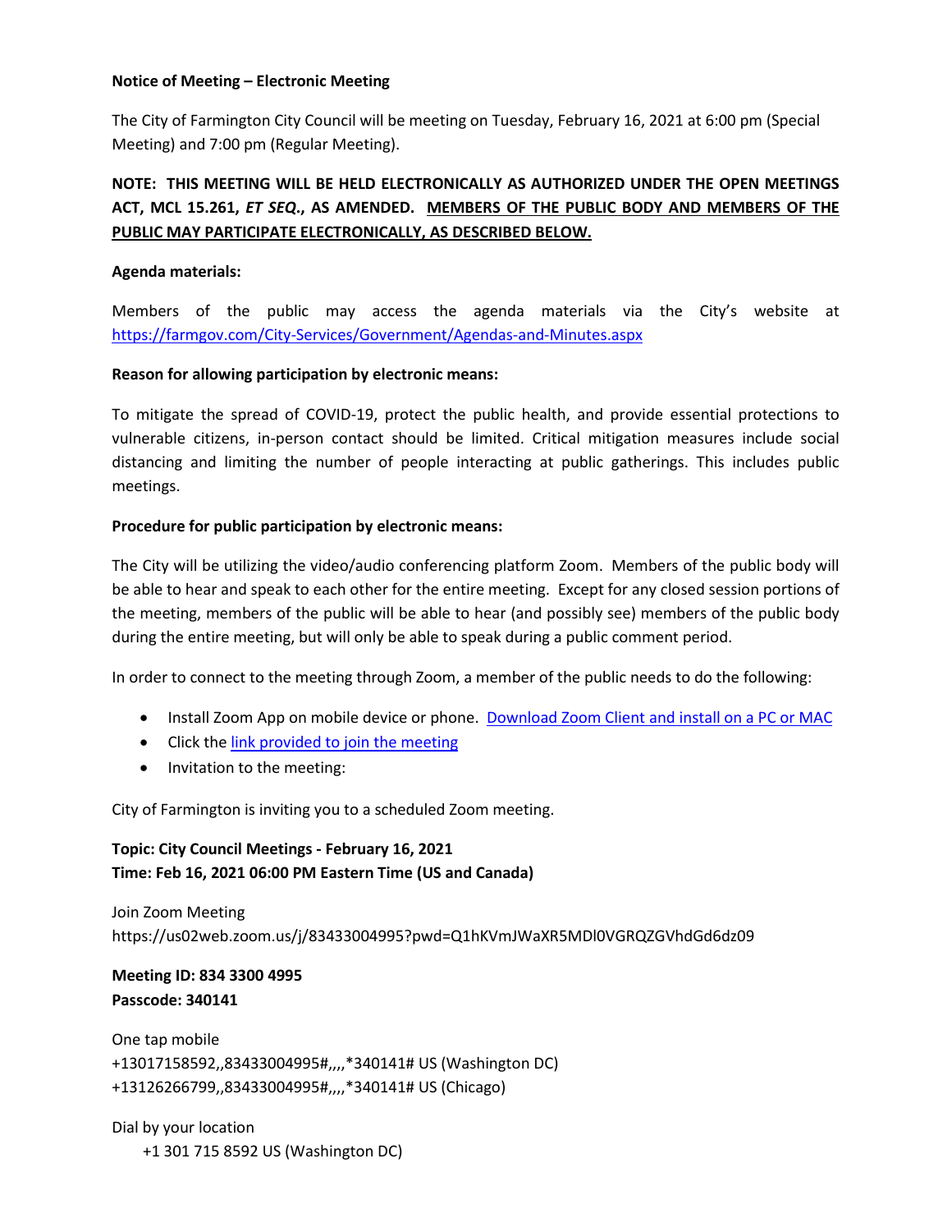**Notice of Meeting – Electronic Meeting**

The City of Farmington City Council will be meeting on Tuesday, February 16, 2021 at 6:00 pm (Special Meeting) and 7:00 pm (Regular Meeting).

**NOTE: THIS MEETING WILL BE HELD ELECTRONICALLY AS AUTHORIZED UNDER THE OPEN MEETINGS ACT, MCL 15.261, *ET SEQ.*, AS AMENDED. MEMBERS OF THE PUBLIC BODY AND MEMBERS OF THE PUBLIC MAY PARTICIPATE ELECTRONICALLY, AS DESCRIBED BELOW.**

**Agenda materials:**

Members of the public may access the agenda materials via the City's website at [https://farmgov.com/City-Services/Government/Agendas-and-Minutes.aspx](https://farmgov.com/City-Services/Government/Agendas-and-Minutes.aspx)

**Reason for allowing participation by electronic means:**

To mitigate the spread of COVID-19, protect the public health, and provide essential protections to vulnerable citizens, in-person contact should be limited. Critical mitigation measures include social distancing and limiting the number of people interacting at public gatherings. This includes public meetings.

**Procedure for public participation by electronic means:**

The City will be utilizing the video/audio conferencing platform Zoom. Members of the public body will be able to hear and speak to each other for the entire meeting. Except for any closed session portions of the meeting, members of the public will be able to hear (and possibly see) members of the public body during the entire meeting, but will only be able to speak during a public comment period.

In order to connect to the meeting through Zoom, a member of the public needs to do the following:

- Install Zoom App on mobile device or phone. Download Zoom Client and install on a PC or MAC
- Click the link provided to join the meeting
- Invitation to the meeting:

City of Farmington is inviting you to a scheduled Zoom meeting.

**Topic: City Council Meetings - February 16, 2021**
**Time: Feb 16, 2021 06:00 PM Eastern Time (US and Canada)**

Join Zoom Meeting
https://us02web.zoom.us/j/83433004995?pwd=Q1hKVmJWaXR5MDl0VGRQZGVhdGd6dz09

**Meeting ID: 834 3300 4995**
**Passcode: 340141**

One tap mobile
+13017158592,,83433004995#,,,,*340141# US (Washington DC)
+13126266799,,83433004995#,,,,*340141# US (Chicago)

Dial by your location
+1 301 715 8592 US (Washington DC)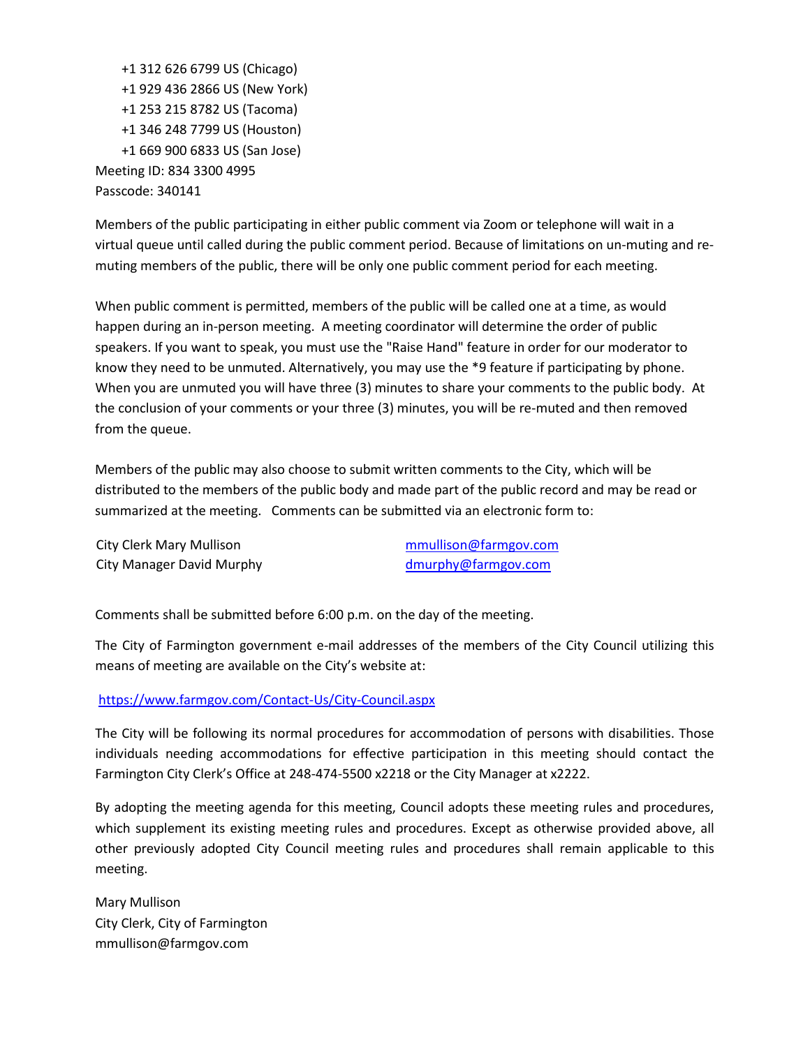+1 312 626 6799 US (Chicago)
+1 929 436 2866 US (New York)
+1 253 215 8782 US (Tacoma)
+1 346 248 7799 US (Houston)
+1 669 900 6833 US (San Jose)

Meeting ID: 834 3300 4995
Passcode: 340141

Members of the public participating in either public comment via Zoom or telephone will wait in a virtual queue until called during the public comment period. Because of limitations on un-muting and re-muting members of the public, there will be only one public comment period for each meeting.

When public comment is permitted, members of the public will be called one at a time, as would happen during an in-person meeting. A meeting coordinator will determine the order of public speakers. If you want to speak, you must use the "Raise Hand" feature in order for our moderator to know they need to be unmuted. Alternatively, you may use the *9 feature if participating by phone. When you are unmuted you will have three (3) minutes to share your comments to the public body. At the conclusion of your comments or your three (3) minutes, you will be re-muted and then removed from the queue.

Members of the public may also choose to submit written comments to the City, which will be distributed to the members of the public body and made part of the public record and may be read or summarized at the meeting. Comments can be submitted via an electronic form to:

City Clerk Mary Mullison — mmullison@farmgov.com
City Manager David Murphy — dmurphy@farmgov.com

Comments shall be submitted before 6:00 p.m. on the day of the meeting.

The City of Farmington government e-mail addresses of the members of the City Council utilizing this means of meeting are available on the City's website at:

https://www.farmgov.com/Contact-Us/City-Council.aspx

The City will be following its normal procedures for accommodation of persons with disabilities. Those individuals needing accommodations for effective participation in this meeting should contact the Farmington City Clerk's Office at 248-474-5500 x2218 or the City Manager at x2222.

By adopting the meeting agenda for this meeting, Council adopts these meeting rules and procedures, which supplement its existing meeting rules and procedures. Except as otherwise provided above, all other previously adopted City Council meeting rules and procedures shall remain applicable to this meeting.

Mary Mullison
City Clerk, City of Farmington
mmullison@farmgov.com